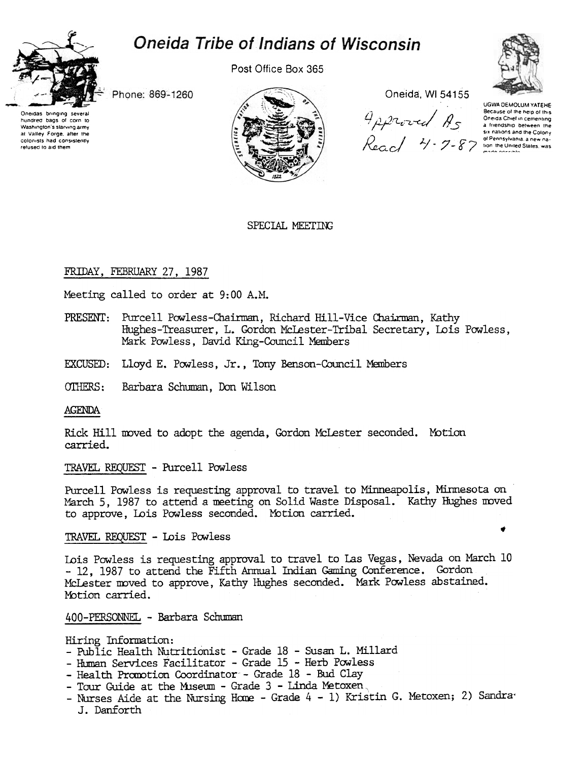# Oneida Tribe of Indians of Wisconsin

Post Office Box 365

Phone: 869-1260

Oneida, WI 54155

Oneidas bringing several hundred bags of corn to Washington's starving army at Valley Forge, after the colonists had consistently refused to aid them

UGWA DEMOLUM YATEHE Because of the help of this Oneida Chief in cementing a friendship between the six nations and the Colony of Pennsylvania, a new nation, the United States, was made possible

Approved As Read 4-7-87

SPECIAL MEETING

FRIDAY, FEBRUARY 27, 1987

Meeting called to order at 9:00 A.M.

PRESENT: Purcell Powless-Chairman, Richard Hill-Vice Chairman, Kathy Hughes-Treasurer, L. Gordon McLester-Tribal Secretary, Lois Powless, Mark Powless, David King-Council Members

EXCUSED: Lloyd E. Powless, Jr., Tony Benson-Council Members

OTHERS: Barbara Schuman, Don Wilson

AGENDA

Rick Hill moved to adopt the agenda, Gordon McLester seconded. Motion carried.

TRAVEL REQUEST - Purcell Powless

Purcell Powless is requesting approval to travel to Minneapolis, Minnesota on March 5, 1987 to attend a meeting on Solid Waste Disposal. Kathy Hughes moved to approve, Lois Powless seconded. Motion carried.

TRAVEL REQUEST - Lois Powless

Lois Powless is requesting approval to travel to Las Vegas, Nevada on March 10 - 12, 1987 to attend the Fifth Annual Indian Gaming Conference. Gordon McLester moved to approve, Kathy Hughes seconded. Mark Powless abstained. Motion carried.

400-PERSONNEL - Barbara Schuman

Hiring Information:
- Public Health Nutritionist - Grade 18 - Susan L. Millard
- Human Services Facilitator - Grade 15 - Herb Powless
- Health Promotion Coordinator - Grade 18 - Bud Clay
- Tour Guide at the Museum - Grade 3 - Linda Metoxen
- Nurses Aide at the Nursing Home - Grade 4 - 1) Kristin G. Metoxen; 2) Sandra J. Danforth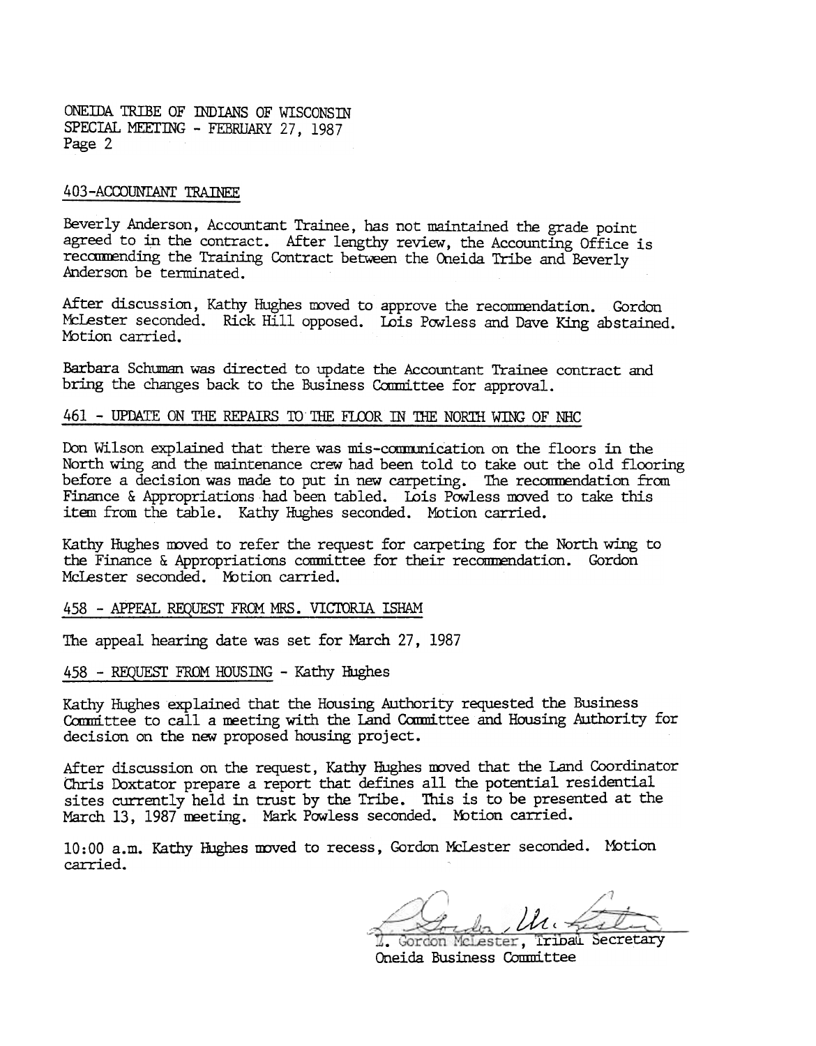ONEIDA TRIBE OF INDIANS OF WISCONSIN
SPECIAL MEETING - FEBRUARY 27, 1987
Page 2

## 403-ACCOUNTANT TRAINEE

Beverly Anderson, Accountant Trainee, has not maintained the grade point agreed to in the contract. After lengthy review, the Accounting Office is recommending the Training Contract between the Oneida Tribe and Beverly Anderson be terminated.

After discussion, Kathy Hughes moved to approve the recommendation. Gordon McLester seconded. Rick Hill opposed. Lois Powless and Dave King abstained. Motion carried.

Barbara Schuman was directed to update the Accountant Trainee contract and bring the changes back to the Business Committee for approval.

## 461 - UPDATE ON THE REPAIRS TO THE FLOOR IN THE NORTH WING OF NHC

Don Wilson explained that there was mis-communication on the floors in the North wing and the maintenance crew had been told to take out the old flooring before a decision was made to put in new carpeting. The recommendation from Finance & Appropriations had been tabled. Lois Powless moved to take this item from the table. Kathy Hughes seconded. Motion carried.

Kathy Hughes moved to refer the request for carpeting for the North wing to the Finance & Appropriations committee for their recommendation. Gordon McLester seconded. Motion carried.

## 458 - APPEAL REQUEST FROM MRS. VICTORIA ISHAM

The appeal hearing date was set for March 27, 1987

## 458 - REQUEST FROM HOUSING - Kathy Hughes

Kathy Hughes explained that the Housing Authority requested the Business Committee to call a meeting with the Land Committee and Housing Authority for decision on the new proposed housing project.

After discussion on the request, Kathy Hughes moved that the Land Coordinator Chris Doxtator prepare a report that defines all the potential residential sites currently held in trust by the Tribe. This is to be presented at the March 13, 1987 meeting. Mark Powless seconded. Motion carried.

10:00 a.m. Kathy Hughes moved to recess, Gordon McLester seconded. Motion carried.

L. Gordon McLester, Tribal Secretary
Oneida Business Committee